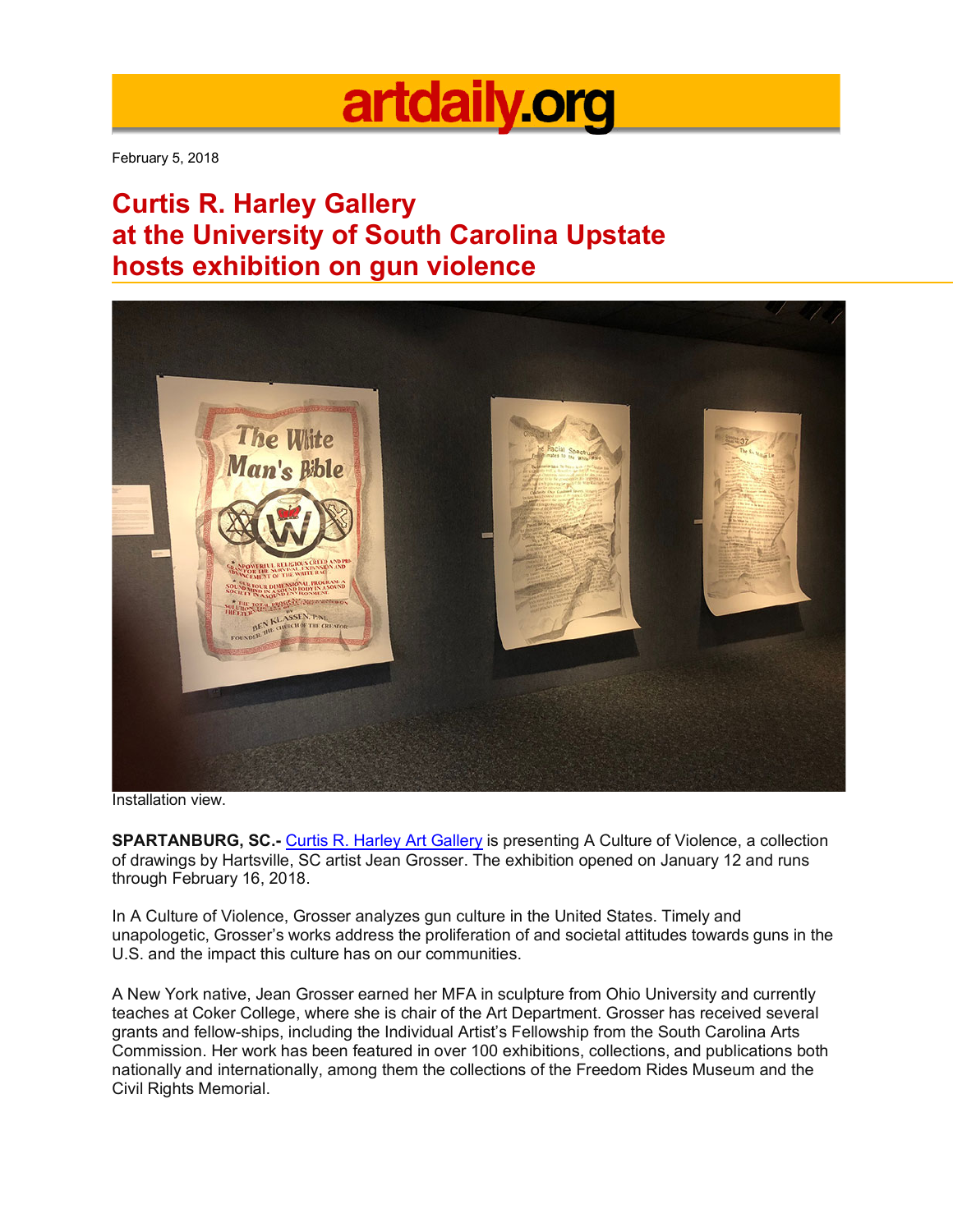# artdaily.org

February 5, 2018

## Curtis R. Harley Gallery at the University of South Carolina Upstate hosts exhibition on gun violence

Installation view.

**SPARTANBURG, SC.-** Curtis R. Harley Art Gallery is presenting A Culture of Violence, a collection of drawings by Hartsville, SC artist Jean Grosser. The exhibition opened on January 12 and runs through February 16, 2018.

In A Culture of Violence, Grosser analyzes gun culture in the United States. Timely and unapologetic, Grosser's works address the proliferation of and societal attitudes towards guns in the U.S. and the impact this culture has on our communities.

A New York native, Jean Grosser earned her MFA in sculpture from Ohio University and currently teaches at Coker College, where she is chair of the Art Department. Grosser has received several grants and fellow-ships, including the Individual Artist's Fellowship from the South Carolina Arts Commission. Her work has been featured in over 100 exhibitions, collections, and publications both nationally and internationally, among them the collections of the Freedom Rides Museum and the Civil Rights Memorial.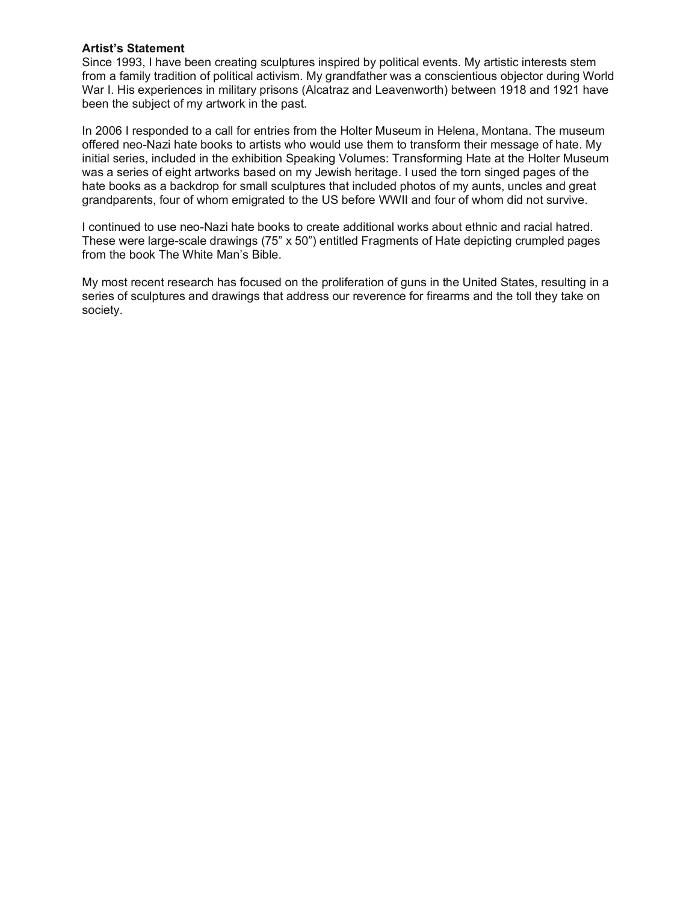**Artist's Statement**

Since 1993, I have been creating sculptures inspired by political events. My artistic interests stem from a family tradition of political activism. My grandfather was a conscientious objector during World War I. His experiences in military prisons (Alcatraz and Leavenworth) between 1918 and 1921 have been the subject of my artwork in the past.

In 2006 I responded to a call for entries from the Holter Museum in Helena, Montana. The museum offered neo-Nazi hate books to artists who would use them to transform their message of hate. My initial series, included in the exhibition Speaking Volumes: Transforming Hate at the Holter Museum was a series of eight artworks based on my Jewish heritage. I used the torn singed pages of the hate books as a backdrop for small sculptures that included photos of my aunts, uncles and great grandparents, four of whom emigrated to the US before WWII and four of whom did not survive.

I continued to use neo-Nazi hate books to create additional works about ethnic and racial hatred. These were large-scale drawings (75" x 50") entitled Fragments of Hate depicting crumpled pages from the book The White Man's Bible.

My most recent research has focused on the proliferation of guns in the United States, resulting in a series of sculptures and drawings that address our reverence for firearms and the toll they take on society.